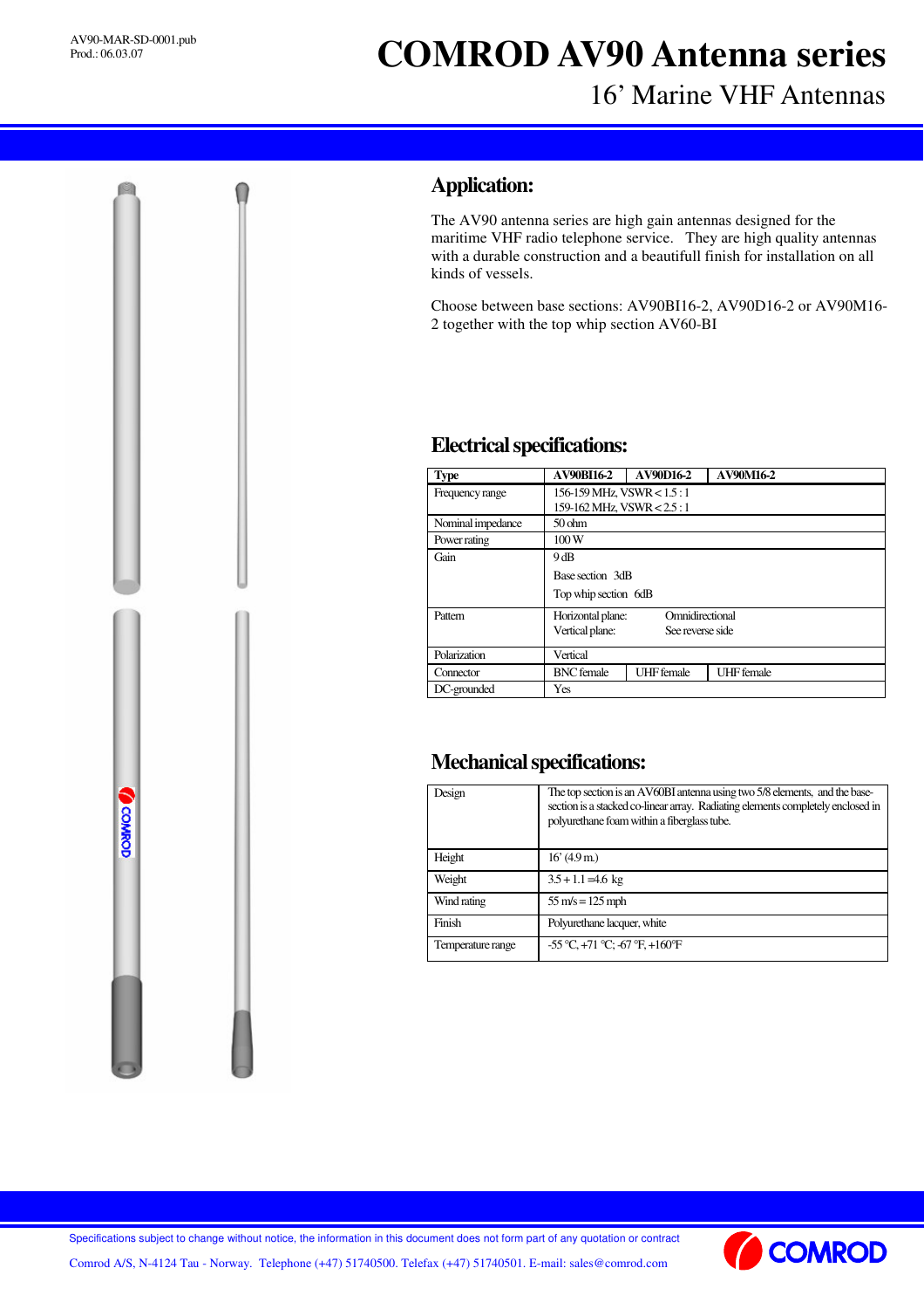AV90-MAR-SD-0001.pub
Prod.: 06.03.07

# COMROD AV90 Antenna series

## 16' Marine VHF Antennas

## Application:

The AV90 antenna series are high gain antennas designed for the maritime VHF radio telephone service. They are high quality antennas with a durable construction and a beautifull finish for installation on all kinds of vessels.

Choose between base sections: AV90BI16-2, AV90D16-2 or AV90M16-2 together with the top whip section AV60-BI

## Electrical specifications:

| Type | AV90BI16-2 | AV90D16-2 | AV90M16-2 |
|---|---|---|---|
| Frequency range | 156-159 MHz, VSWR < 1.5 : 1<br>159-162 MHz, VSWR < 2.5 : 1 | | |
| Nominal impedance | 50 ohm | | |
| Power rating | 100 W | | |
| Gain | 9 dB<br>Base section 3dB<br>Top whip section 6dB | | |
| Pattern | Horizontal plane: Omnidirectional<br>Vertical plane: See reverse side | | |
| Polarization | Vertical | | |
| Connector | BNC female | UHF female | UHF female |
| DC-grounded | Yes | | |

## Mechanical specifications:

| Design | The top section is an AV60BI antenna using two 5/8 elements, and the base-section is a stacked co-linear array. Radiating elements completely enclosed in polyurethane foam within a fiberglass tube. |
|---|---|
| Height | 16' (4.9 m.) |
| Weight | 3.5 + 1.1 =4.6 kg |
| Wind rating | 55 m/s = 125 mph |
| Finish | Polyurethane lacquer, white |
| Temperature range | -55 °C, +71 °C; -67 °F, +160°F |

Specifications subject to change without notice, the information in this document does not form part of any quotation or contract

Comrod A/S, N-4124 Tau - Norway. Telephone (+47) 51740500. Telefax (+47) 51740501. E-mail: sales@comrod.com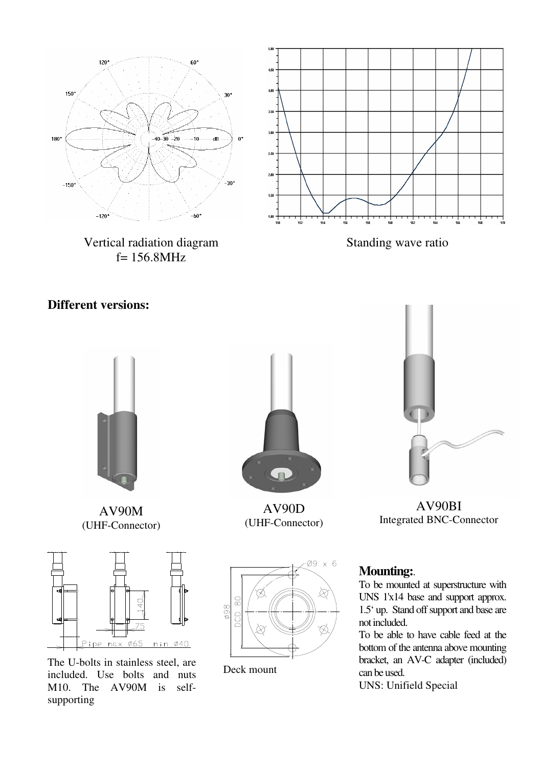120° 60°

150° 30°

180° -40 -30 -20 -10 dB 0°

-150° -30°

-120° -60°

Vertical radiation diagram
f= 156.8MHz

5.00
4.50
4.00
3.50
3.00
2.50
2.00
1.50
1.00

150 152 154 156 158 160 162 164 166 168 170

Standing wave ratio

**Different versions:**

AV90M
(UHF-Connector)

AV90D
(UHF-Connector)

AV90BI
Integrated BNC-Connector

140

75

Pipe max Ø65 min Ø40

The U-bolts in stainless steel, are included. Use bolts and nuts M10. The AV90M is self-supporting

Ø9 x 6

Ø98

DCD 80

Deck mount

**Mounting:**.

To be mounted at superstructure with UNS 1'x14 base and support approx. 1.5' up. Stand off support and base are not included.

To be able to have cable feed at the bottom of the antenna above mounting bracket, an AV-C adapter (included) can be used.

UNS: Unifield Special